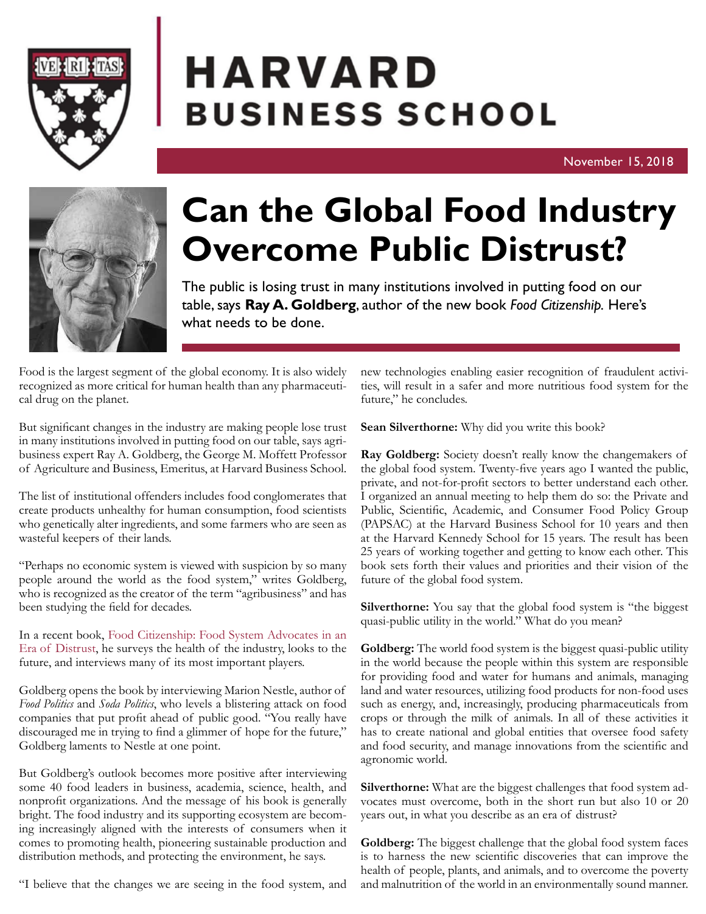# HARVARD BUSINESS SCHOOL

November 15, 2018

# Can the Global Food Industry Overcome Public Distrust?

The public is losing trust in many institutions involved in putting food on our table, says **Ray A. Goldberg**, author of the new book *Food Citizenship*. Here's what needs to be done.

Food is the largest segment of the global economy. It is also widely recognized as more critical for human health than any pharmaceutical drug on the planet.

But significant changes in the industry are making people lose trust in many institutions involved in putting food on our table, says agribusiness expert Ray A. Goldberg, the George M. Moffett Professor of Agriculture and Business, Emeritus, at Harvard Business School.

The list of institutional offenders includes food conglomerates that create products unhealthy for human consumption, food scientists who genetically alter ingredients, and some farmers who are seen as wasteful keepers of their lands.

"Perhaps no economic system is viewed with suspicion by so many people around the world as the food system," writes Goldberg, who is recognized as the creator of the term "agribusiness" and has been studying the field for decades.

In a recent book, Food Citizenship: Food System Advocates in an Era of Distrust, he surveys the health of the industry, looks to the future, and interviews many of its most important players.

Goldberg opens the book by interviewing Marion Nestle, author of *Food Politics* and *Soda Politics*, who levels a blistering attack on food companies that put profit ahead of public good. "You really have discouraged me in trying to find a glimmer of hope for the future," Goldberg laments to Nestle at one point.

But Goldberg's outlook becomes more positive after interviewing some 40 food leaders in business, academia, science, health, and nonprofit organizations. And the message of his book is generally bright. The food industry and its supporting ecosystem are becoming increasingly aligned with the interests of consumers when it comes to promoting health, pioneering sustainable production and distribution methods, and protecting the environment, he says.

"I believe that the changes we are seeing in the food system, and new technologies enabling easier recognition of fraudulent activities, will result in a safer and more nutritious food system for the future," he concludes.

**Sean Silverthorne:** Why did you write this book?

**Ray Goldberg:** Society doesn't really know the changemakers of the global food system. Twenty-five years ago I wanted the public, private, and not-for-profit sectors to better understand each other. I organized an annual meeting to help them do so: the Private and Public, Scientific, Academic, and Consumer Food Policy Group (PAPSAC) at the Harvard Business School for 10 years and then at the Harvard Kennedy School for 15 years. The result has been 25 years of working together and getting to know each other. This book sets forth their values and priorities and their vision of the future of the global food system.

**Silverthorne:** You say that the global food system is "the biggest quasi-public utility in the world." What do you mean?

**Goldberg:** The world food system is the biggest quasi-public utility in the world because the people within this system are responsible for providing food and water for humans and animals, managing land and water resources, utilizing food products for non-food uses such as energy, and, increasingly, producing pharmaceuticals from crops or through the milk of animals. In all of these activities it has to create national and global entities that oversee food safety and food security, and manage innovations from the scientific and agronomic world.

**Silverthorne:** What are the biggest challenges that food system advocates must overcome, both in the short run but also 10 or 20 years out, in what you describe as an era of distrust?

**Goldberg:** The biggest challenge that the global food system faces is to harness the new scientific discoveries that can improve the health of people, plants, and animals, and to overcome the poverty and malnutrition of the world in an environmentally sound manner.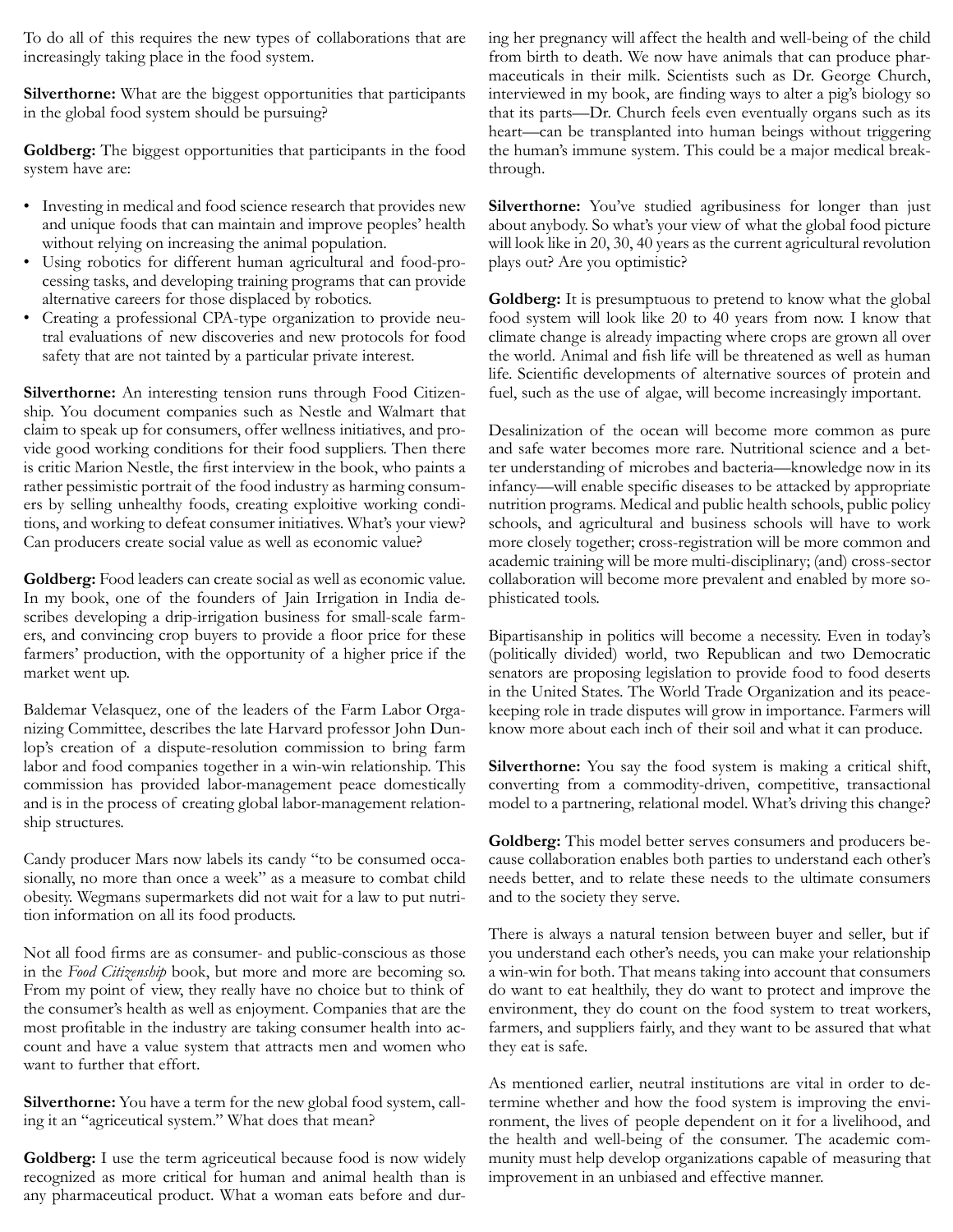To do all of this requires the new types of collaborations that are increasingly taking place in the food system.

**Silverthorne:** What are the biggest opportunities that participants in the global food system should be pursuing?

**Goldberg:** The biggest opportunities that participants in the food system have are:

- Investing in medical and food science research that provides new and unique foods that can maintain and improve peoples' health without relying on increasing the animal population.
- Using robotics for different human agricultural and food-processing tasks, and developing training programs that can provide alternative careers for those displaced by robotics.
- Creating a professional CPA-type organization to provide neutral evaluations of new discoveries and new protocols for food safety that are not tainted by a particular private interest.

**Silverthorne:** An interesting tension runs through Food Citizenship. You document companies such as Nestle and Walmart that claim to speak up for consumers, offer wellness initiatives, and provide good working conditions for their food suppliers. Then there is critic Marion Nestle, the first interview in the book, who paints a rather pessimistic portrait of the food industry as harming consumers by selling unhealthy foods, creating exploitive working conditions, and working to defeat consumer initiatives. What's your view? Can producers create social value as well as economic value?

**Goldberg:** Food leaders can create social as well as economic value. In my book, one of the founders of Jain Irrigation in India describes developing a drip-irrigation business for small-scale farmers, and convincing crop buyers to provide a floor price for these farmers' production, with the opportunity of a higher price if the market went up.

Baldemar Velasquez, one of the leaders of the Farm Labor Organizing Committee, describes the late Harvard professor John Dunlop's creation of a dispute-resolution commission to bring farm labor and food companies together in a win-win relationship. This commission has provided labor-management peace domestically and is in the process of creating global labor-management relationship structures.

Candy producer Mars now labels its candy "to be consumed occasionally, no more than once a week" as a measure to combat child obesity. Wegmans supermarkets did not wait for a law to put nutrition information on all its food products.

Not all food firms are as consumer- and public-conscious as those in the *Food Citizenship* book, but more and more are becoming so. From my point of view, they really have no choice but to think of the consumer's health as well as enjoyment. Companies that are the most profitable in the industry are taking consumer health into account and have a value system that attracts men and women who want to further that effort.

**Silverthorne:** You have a term for the new global food system, calling it an "agriceutical system." What does that mean?

**Goldberg:** I use the term agriceutical because food is now widely recognized as more critical for human and animal health than is any pharmaceutical product. What a woman eats before and during her pregnancy will affect the health and well-being of the child from birth to death. We now have animals that can produce pharmaceuticals in their milk. Scientists such as Dr. George Church, interviewed in my book, are finding ways to alter a pig's biology so that its parts—Dr. Church feels even eventually organs such as its heart—can be transplanted into human beings without triggering the human's immune system. This could be a major medical breakthrough.

**Silverthorne:** You've studied agribusiness for longer than just about anybody. So what's your view of what the global food picture will look like in 20, 30, 40 years as the current agricultural revolution plays out? Are you optimistic?

**Goldberg:** It is presumptuous to pretend to know what the global food system will look like 20 to 40 years from now. I know that climate change is already impacting where crops are grown all over the world. Animal and fish life will be threatened as well as human life. Scientific developments of alternative sources of protein and fuel, such as the use of algae, will become increasingly important.

Desalinization of the ocean will become more common as pure and safe water becomes more rare. Nutritional science and a better understanding of microbes and bacteria—knowledge now in its infancy—will enable specific diseases to be attacked by appropriate nutrition programs. Medical and public health schools, public policy schools, and agricultural and business schools will have to work more closely together; cross-registration will be more common and academic training will be more multi-disciplinary; (and) cross-sector collaboration will become more prevalent and enabled by more sophisticated tools.

Bipartisanship in politics will become a necessity. Even in today's (politically divided) world, two Republican and two Democratic senators are proposing legislation to provide food to food deserts in the United States. The World Trade Organization and its peacekeeping role in trade disputes will grow in importance. Farmers will know more about each inch of their soil and what it can produce.

**Silverthorne:** You say the food system is making a critical shift, converting from a commodity-driven, competitive, transactional model to a partnering, relational model. What's driving this change?

**Goldberg:** This model better serves consumers and producers because collaboration enables both parties to understand each other's needs better, and to relate these needs to the ultimate consumers and to the society they serve.

There is always a natural tension between buyer and seller, but if you understand each other's needs, you can make your relationship a win-win for both. That means taking into account that consumers do want to eat healthily, they do want to protect and improve the environment, they do count on the food system to treat workers, farmers, and suppliers fairly, and they want to be assured that what they eat is safe.

As mentioned earlier, neutral institutions are vital in order to determine whether and how the food system is improving the environment, the lives of people dependent on it for a livelihood, and the health and well-being of the consumer. The academic community must help develop organizations capable of measuring that improvement in an unbiased and effective manner.